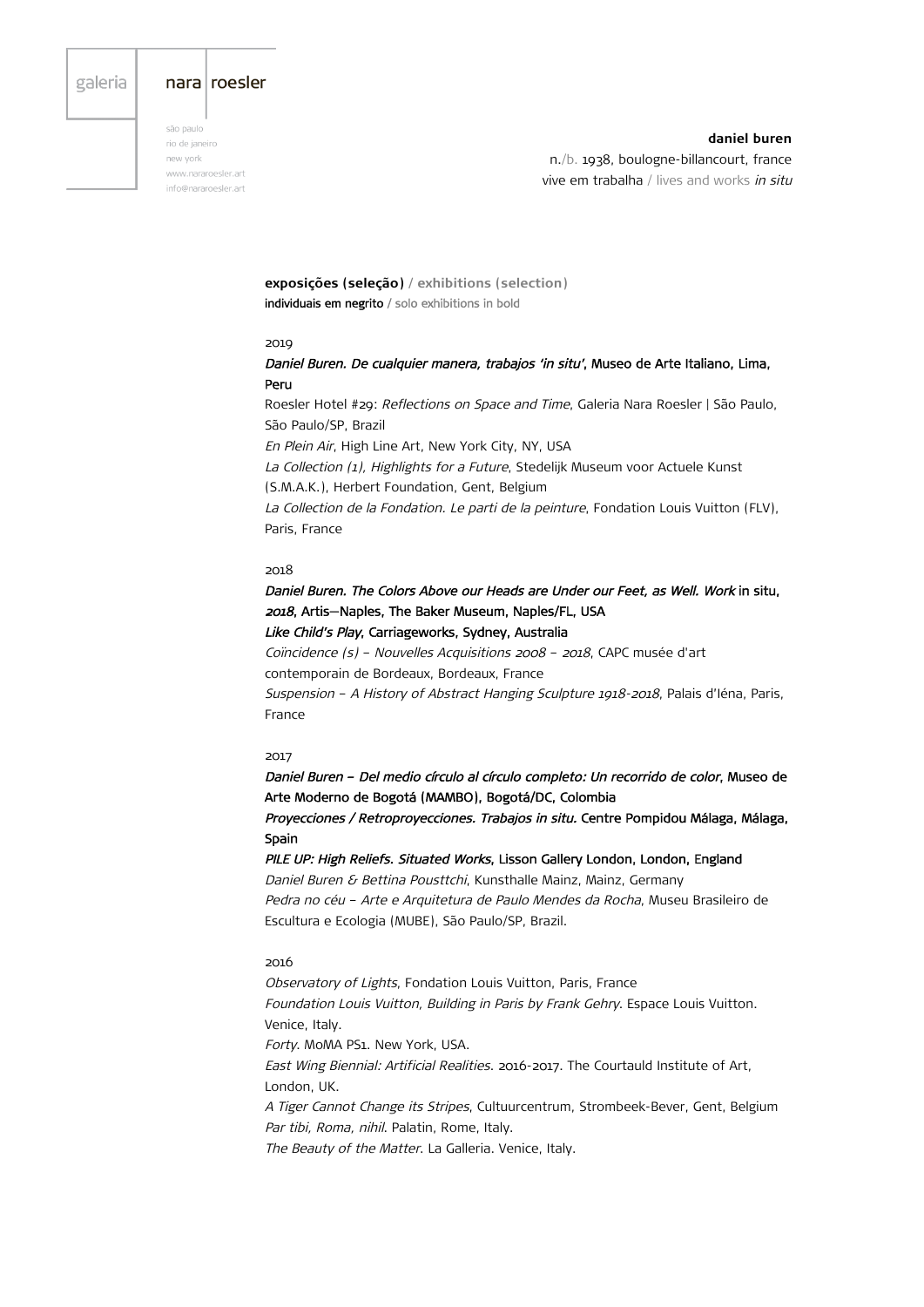galeria nara roesler

são paulo
rio de janeiro
new york
www.nararoesler.art
info@nararoesler.art

**daniel buren**
n./b. 1938, boulogne-billancourt, france
vive em trabalha / lives and works *in situ*

## exposições (seleção) / exhibitions (selection)

**individuais em negrito** / solo exhibitions in bold

### 2019

***Daniel Buren. De cualquier manera, trabajos 'in situ'*, Museo de Arte Italiano, Lima, Peru**
Roesler Hotel #29: *Reflections on Space and Time*, Galeria Nara Roesler | São Paulo, São Paulo/SP, Brazil
*En Plein Air*, High Line Art, New York City, NY, USA
*La Collection (1), Highlights for a Future*, Stedelijk Museum voor Actuele Kunst (S.M.A.K.), Herbert Foundation, Gent, Belgium
*La Collection de la Fondation. Le parti de la peinture*, Fondation Louis Vuitton (FLV), Paris, France

### 2018

***Daniel Buren. The Colors Above our Heads are Under our Feet, as Well. Work* in situ, *2018*, Artis—Naples, The Baker Museum, Naples/FL, USA**
***Like Child's Play*, Carriageworks, Sydney, Australia**
*Coïncidence (s) – Nouvelles Acquisitions 2008 – 2018*, CAPC musée d'art contemporain de Bordeaux, Bordeaux, France
*Suspension – A History of Abstract Hanging Sculpture 1918-2018*, Palais d'Iéna, Paris, France

### 2017

***Daniel Buren – Del medio círculo al círculo completo: Un recorrido de color*, Museo de Arte Moderno de Bogotá (MAMBO), Bogotá/DC, Colombia**
***Proyecciones / Retroproyecciones. Trabajos in situ.* Centre Pompidou Málaga, Málaga, Spain**
***PILE UP: High Reliefs. Situated Works*, Lisson Gallery London, London, England**
*Daniel Buren & Bettina Pousttchi*, Kunsthalle Mainz, Mainz, Germany
*Pedra no céu – Arte e Arquitetura de Paulo Mendes da Rocha*, Museu Brasileiro de Escultura e Ecologia (MUBE), São Paulo/SP, Brazil.

### 2016

*Observatory of Lights*, Fondation Louis Vuitton, Paris, France
*Foundation Louis Vuitton, Building in Paris by Frank Gehry*. Espace Louis Vuitton. Venice, Italy.
*Forty*. MoMA PS1. New York, USA.
*East Wing Biennial: Artificial Realities*. 2016-2017. The Courtauld Institute of Art, London, UK.
*A Tiger Cannot Change its Stripes*, Cultuurcentrum, Strombeek-Bever, Gent, Belgium
*Par tibi, Roma, nihil*. Palatin, Rome, Italy.
*The Beauty of the Matter*. La Galleria. Venice, Italy.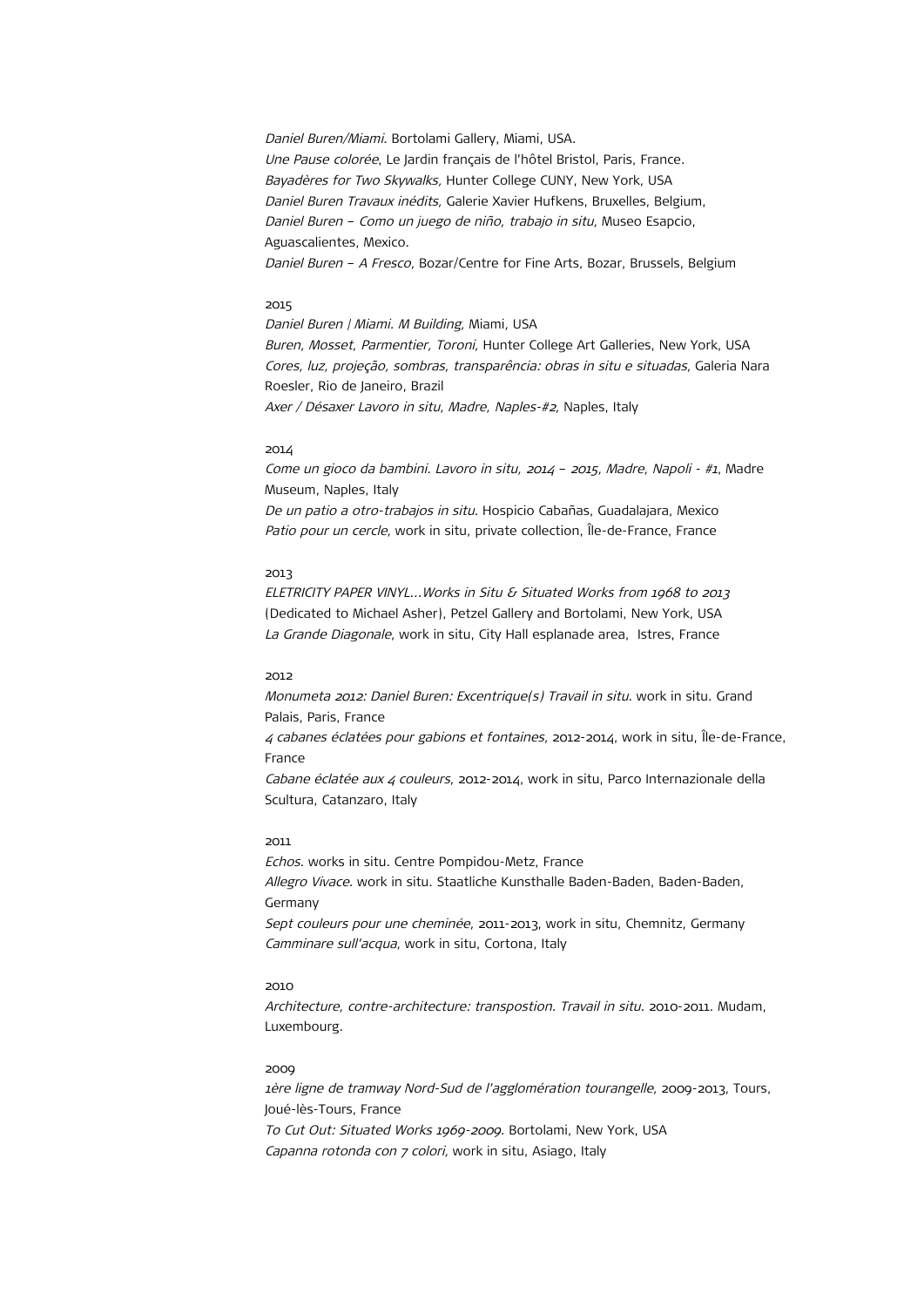*Daniel Buren/Miami*. Bortolami Gallery, Miami, USA.
*Une Pause colorée*, Le Jardin français de l'hôtel Bristol, Paris, France.
*Bayadères for Two Skywalks,* Hunter College CUNY, New York, USA
*Daniel Buren Travaux inédits,* Galerie Xavier Hufkens, Bruxelles, Belgium,
*Daniel Buren – Como un juego de niño, trabajo in situ,* Museo Esapcio, Aguascalientes, Mexico.
*Daniel Buren – A Fresco*, Bozar/Centre for Fine Arts, Bozar, Brussels, Belgium

2015

*Daniel Buren | Miami. M Building,* Miami, USA
*Buren, Mosset, Parmentier, Toroni,* Hunter College Art Galleries, New York, USA
*Cores, luz, projeção, sombras, transparência: obras in situ e situadas,* Galeria Nara Roesler, Rio de Janeiro, Brazil
*Axer / Désaxer Lavoro in situ, Madre, Naples-#2*, Naples, Italy

2014

*Come un gioco da bambini. Lavoro in situ, 2014 – 2015, Madre, Napoli - #1*, Madre Museum, Naples, Italy
*De un patio a otro-trabajos in situ*. Hospicio Cabañas, Guadalajara, Mexico
*Patio pour un cercle,* work in situ, private collection, Île-de-France, France

2013

*ELETRICITY PAPER VINYL…Works in Situ & Situated Works from 1968 to 2013* (Dedicated to Michael Asher), Petzel Gallery and Bortolami, New York, USA
*La Grande Diagonale,* work in situ, City Hall esplanade area, Istres, France

2012

*Monumeta 2012: Daniel Buren: Excentrique(s) Travail in situ*. work in situ. Grand Palais, Paris, France
*4 cabanes éclatées pour gabions et fontaines,* 2012-2014, work in situ, Île-de-France, France
*Cabane éclatée aux 4 couleurs,* 2012-2014, work in situ, Parco Internazionale della Scultura, Catanzaro, Italy

2011

*Echos*. works in situ. Centre Pompidou-Metz, France
*Allegro Vivace*. work in situ. Staatliche Kunsthalle Baden-Baden, Baden-Baden, Germany
*Sept couleurs pour une cheminée,* 2011-2013, work in situ, Chemnitz, Germany
*Camminare sull'acqua,* work in situ, Cortona, Italy

2010

*Architecture, contre-architecture: transpostion. Travail in situ*. 2010-2011. Mudam, Luxembourg.

2009

*1ère ligne de tramway Nord-Sud de l'agglomération tourangelle,* 2009-2013, Tours, Joué-lès-Tours, France
*To Cut Out: Situated Works 1969-2009*. Bortolami, New York, USA
*Capanna rotonda con 7 colori,* work in situ, Asiago, Italy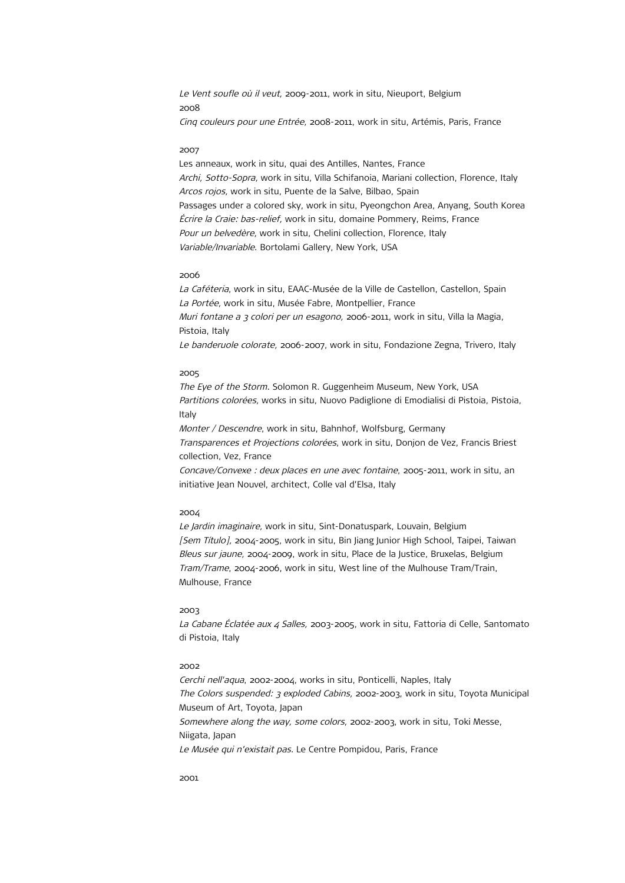*Le Vent soufle où il veut,* 2009-2011, work in situ, Nieuport, Belgium
2008
*Cinq couleurs pour une Entrée,* 2008-2011, work in situ, Artémis, Paris, France

2007
Les anneaux, work in situ, quai des Antilles, Nantes, France
*Archi, Sotto-Sopra,* work in situ, Villa Schifanoia, Mariani collection, Florence, Italy
*Arcos rojos,* work in situ, Puente de la Salve, Bilbao, Spain
Passages under a colored sky, work in situ, Pyeongchon Area, Anyang, South Korea
*Écrire la Craie: bas-relief,* work in situ, domaine Pommery, Reims, France
*Pour un belvedère,* work in situ, Chelini collection, Florence, Italy
*Variable/Invariable*. Bortolami Gallery, New York, USA

2006
*La Caféteria*, work in situ, EAAC-Musée de la Ville de Castellon, Castellon, Spain
*La Portée,* work in situ, Musée Fabre, Montpellier, France
*Muri fontane a 3 colori per un esagono,* 2006-2011, work in situ, Villa la Magia, Pistoia, Italy
*Le banderuole colorate,* 2006-2007, work in situ, Fondazione Zegna, Trivero, Italy

2005
*The Eye of the Storm*. Solomon R. Guggenheim Museum, New York, USA
*Partitions colorées,* works in situ, Nuovo Padiglione di Emodialisi di Pistoia, Pistoia, Italy
*Monter / Descendre*, work in situ, Bahnhof, Wolfsburg, Germany
*Transparences et Projections colorées*, work in situ, Donjon de Vez, Francis Briest collection, Vez, France
*Concave/Convexe : deux places en une avec fontaine*, 2005-2011, work in situ, an initiative Jean Nouvel, architect, Colle val d'Elsa, Italy

2004
*Le Jardin imaginaire,* work in situ, Sint-Donatuspark, Louvain, Belgium
*[Sem Título],* 2004-2005, work in situ, Bin Jiang Junior High School, Taipei, Taiwan
*Bleus sur jaune,* 2004-2009, work in situ, Place de la Justice, Bruxelas, Belgium
*Tram/Trame*, 2004-2006, work in situ, West line of the Mulhouse Tram/Train, Mulhouse, France

2003
*La Cabane Éclatée aux 4 Salles,* 2003-2005, work in situ, Fattoria di Celle, Santomato di Pistoia, Italy

2002
*Cerchi nell'aqua*, 2002-2004, works in situ, Ponticelli, Naples, Italy
*The Colors suspended: 3 exploded Cabins,* 2002-2003, work in situ, Toyota Municipal Museum of Art, Toyota, Japan
*Somewhere along the way, some colors,* 2002-2003, work in situ, Toki Messe, Niigata, Japan
*Le Musée qui n'existait pas.* Le Centre Pompidou, Paris, France

2001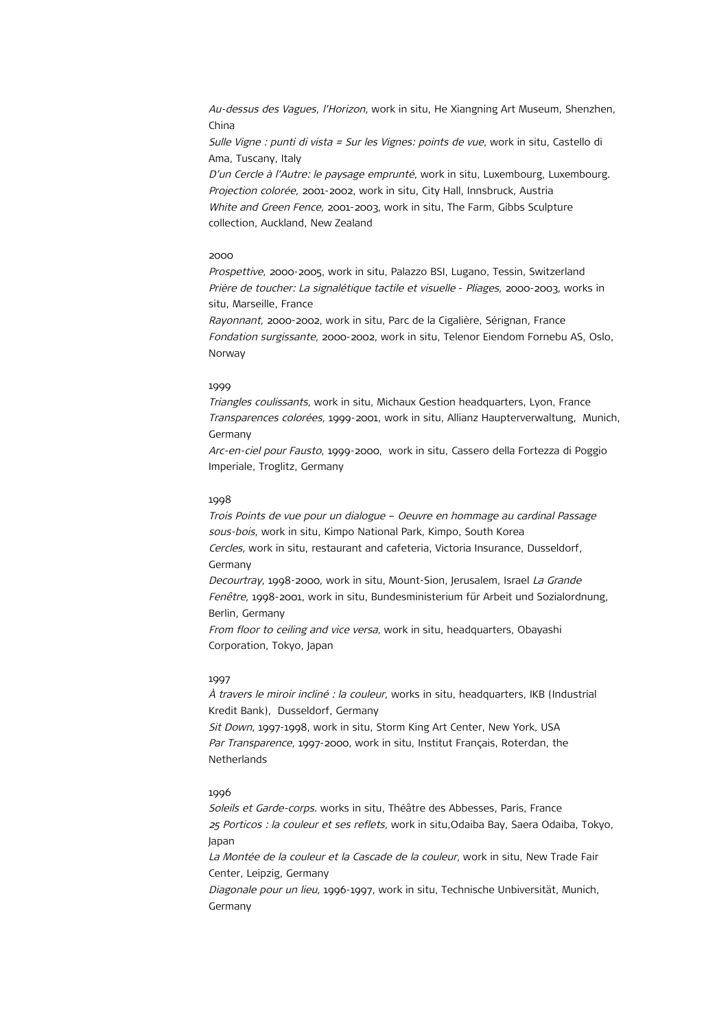*Au-dessus des Vagues, l'Horizon,* work in situ, He Xiangning Art Museum, Shenzhen, China
*Sulle Vigne : punti di vista = Sur les Vignes: points de vue*, work in situ, Castello di Ama, Tuscany, Italy
*D'un Cercle à l'Autre: le paysage emprunté*, work in situ, Luxembourg, Luxembourg.
*Projection colorée,* 2001-2002, work in situ, City Hall, Innsbruck, Austria
*White and Green Fence,* 2001-2003, work in situ, The Farm, Gibbs Sculpture collection, Auckland, New Zealand

2000

*Prospettive,* 2000-2005, work in situ, Palazzo BSI, Lugano, Tessin, Switzerland
*Prière de toucher: La signalétique tactile et visuelle - Pliages,* 2000-2003, works in situ, Marseille, France
*Rayonnant,* 2000-2002, work in situ, Parc de la Cigalière, Sérignan, France
*Fondation surgissante*, 2000-2002, work in situ, Telenor Eiendom Fornebu AS, Oslo, Norway

1999

*Triangles coulissants,* work in situ, Michaux Gestion headquarters, Lyon, France
*Transparences colorées,* 1999-2001, work in situ, Allianz Haupterverwaltung, Munich, Germany
*Arc-en-ciel pour Fausto*, 1999-2000, work in situ, Cassero della Fortezza di Poggio Imperiale, Troglitz, Germany

1998

*Trois Points de vue pour un dialogue – Oeuvre en hommage au cardinal Passage sous-bois,* work in situ, Kimpo National Park, Kimpo, South Korea
*Cercles,* work in situ, restaurant and cafeteria, Victoria Insurance, Dusseldorf, Germany
*Decourtray*, 1998-2000, work in situ, Mount-Sion, Jerusalem, Israel *La Grande Fenêtre,* 1998-2001, work in situ, Bundesministerium für Arbeit und Sozialordnung, Berlin, Germany
*From floor to ceiling and vice versa,* work in situ, headquarters, Obayashi Corporation, Tokyo, Japan

1997

*À travers le miroir incliné : la couleur,* works in situ, headquarters, IKB (Industrial Kredit Bank), Dusseldorf, Germany
*Sit Down,* 1997-1998, work in situ, Storm King Art Center, New York, USA
*Par Transparence*, 1997-2000, work in situ, Institut Français, Roterdan, the Netherlands

1996

*Soleils et Garde-corps.* works in situ, Théâtre des Abbesses, Paris, France
*25 Porticos : la couleur et ses reflets,* work in situ,Odaiba Bay, Saera Odaiba, Tokyo, Japan
*La Montée de la couleur et la Cascade de la couleur*, work in situ, New Trade Fair Center, Leipzig, Germany
*Diagonale pour un lieu,* 1996-1997, work in situ, Technische Unbiversität, Munich, Germany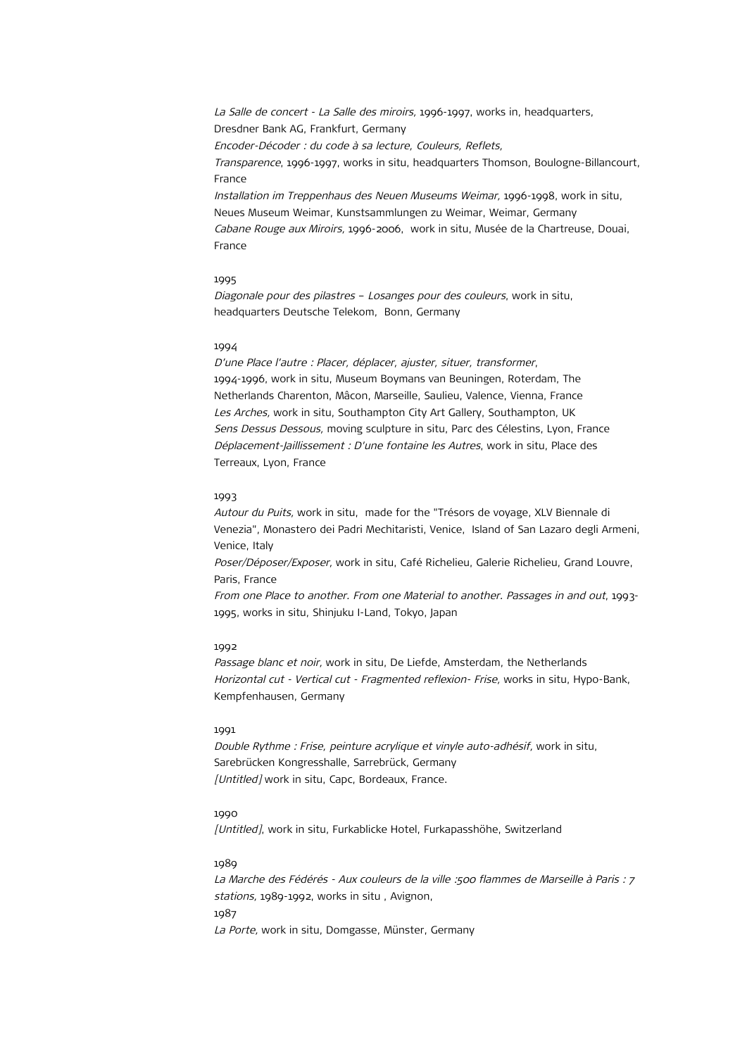*La Salle de concert - La Salle des miroirs,* 1996-1997, works in, headquarters, Dresdner Bank AG, Frankfurt, Germany
*Encoder-Décoder : du code à sa lecture, Couleurs, Reflets, Transparence*, 1996-1997, works in situ, headquarters Thomson, Boulogne-Billancourt, France
*Installation im Treppenhaus des Neuen Museums Weimar,* 1996-1998, work in situ, Neues Museum Weimar, Kunstsammlungen zu Weimar, Weimar, Germany
*Cabane Rouge aux Miroirs,* 1996-2006, work in situ, Musée de la Chartreuse, Douai, France

1995
*Diagonale pour des pilastres – Losanges pour des couleurs*, work in situ, headquarters Deutsche Telekom, Bonn, Germany

1994
*D'une Place l'autre : Placer, déplacer, ajuster, situer, transformer*, 1994-1996, work in situ, Museum Boymans van Beuningen, Roterdam, The Netherlands Charenton, Mâcon, Marseille, Saulieu, Valence, Vienna, France
*Les Arches,* work in situ, Southampton City Art Gallery, Southampton, UK
*Sens Dessus Dessous,* moving sculpture in situ, Parc des Célestins, Lyon, France
*Déplacement-Jaillissement : D'une fontaine les Autres*, work in situ, Place des Terreaux, Lyon, France

1993
*Autour du Puits,* work in situ, made for the "Trésors de voyage, XLV Biennale di Venezia", Monastero dei Padri Mechitaristi, Venice, Island of San Lazaro degli Armeni, Venice, Italy
*Poser/Déposer/Exposer,* work in situ, Café Richelieu, Galerie Richelieu, Grand Louvre, Paris, France
*From one Place to another. From one Material to another. Passages in and out*, 1993-1995, works in situ, Shinjuku I-Land, Tokyo, Japan

1992
*Passage blanc et noir,* work in situ, De Liefde, Amsterdam, the Netherlands
*Horizontal cut - Vertical cut - Fragmented reflexion- Frise,* works in situ, Hypo-Bank, Kempfenhausen, Germany

1991
*Double Rythme : Frise, peinture acrylique et vinyle auto-adhésif,* work in situ, Sarebrücken Kongresshalle, Sarrebrück, Germany
*[Untitled]* work in situ, Capc, Bordeaux, France.

1990
*[Untitled]*, work in situ, Furkablicke Hotel, Furkapasshöhe, Switzerland

1989
*La Marche des Fédérés - Aux couleurs de la ville :500 flammes de Marseille à Paris : 7 stations,* 1989-1992, works in situ , Avignon,
1987
*La Porte,* work in situ, Domgasse, Münster, Germany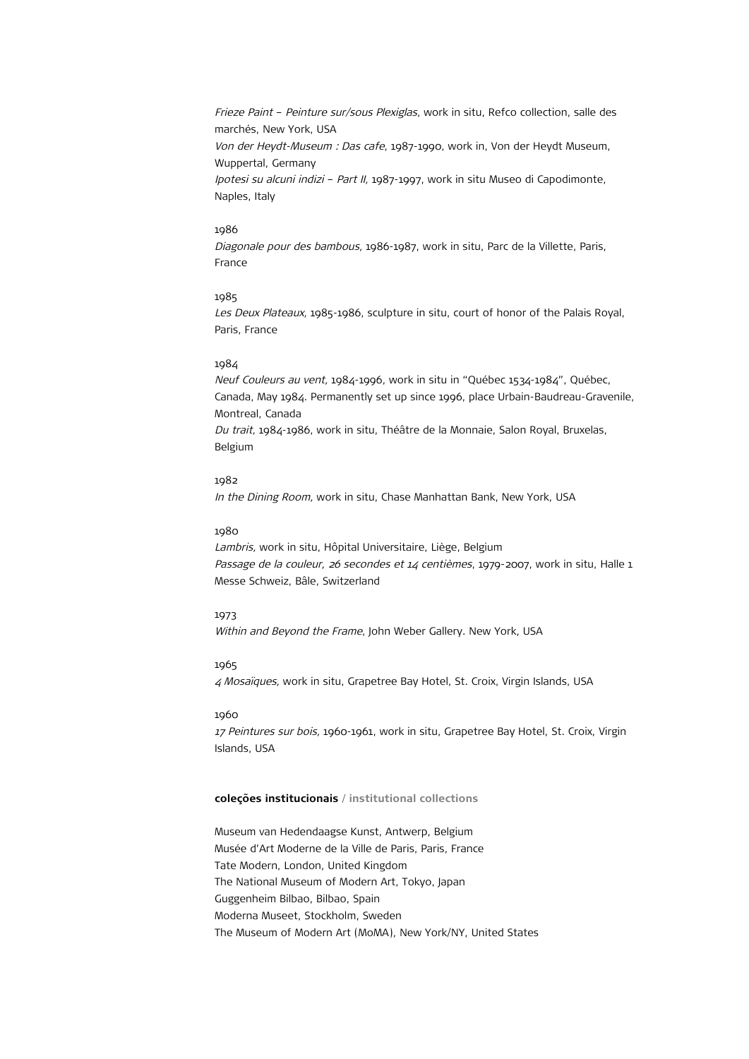*Frieze Paint – Peinture sur/sous Plexiglas*, work in situ, Refco collection, salle des marchés, New York, USA
*Von der Heydt-Museum : Das cafe*, 1987-1990, work in, Von der Heydt Museum, Wuppertal, Germany
*Ipotesi su alcuni indizi – Part II,* 1987-1997, work in situ Museo di Capodimonte, Naples, Italy

1986
*Diagonale pour des bambous,* 1986-1987, work in situ, Parc de la Villette, Paris, France

1985
*Les Deux Plateaux,* 1985-1986, sculpture in situ, court of honor of the Palais Royal, Paris, France

1984
*Neuf Couleurs au vent,* 1984-1996, work in situ in "Québec 1534-1984", Québec, Canada, May 1984. Permanently set up since 1996, place Urbain-Baudreau-Gravenile, Montreal, Canada
*Du trait,* 1984-1986, work in situ, Théâtre de la Monnaie, Salon Royal, Bruxelas, Belgium

1982
*In the Dining Room,* work in situ, Chase Manhattan Bank, New York, USA

1980
*Lambris,* work in situ, Hôpital Universitaire, Liège, Belgium
*Passage de la couleur, 26 secondes et 14 centièmes*, 1979-2007, work in situ, Halle 1 Messe Schweiz, Bâle, Switzerland

1973
*Within and Beyond the Frame*, John Weber Gallery. New York, USA

1965
*4 Mosaïques,* work in situ, Grapetree Bay Hotel, St. Croix, Virgin Islands, USA

1960
*17 Peintures sur bois,* 1960-1961, work in situ, Grapetree Bay Hotel, St. Croix, Virgin Islands, USA

**coleções institucionais / institutional collections**

Museum van Hedendaagse Kunst, Antwerp, Belgium
Musée d'Art Moderne de la Ville de Paris, Paris, France
Tate Modern, London, United Kingdom
The National Museum of Modern Art, Tokyo, Japan
Guggenheim Bilbao, Bilbao, Spain
Moderna Museet, Stockholm, Sweden
The Museum of Modern Art (MoMA), New York/NY, United States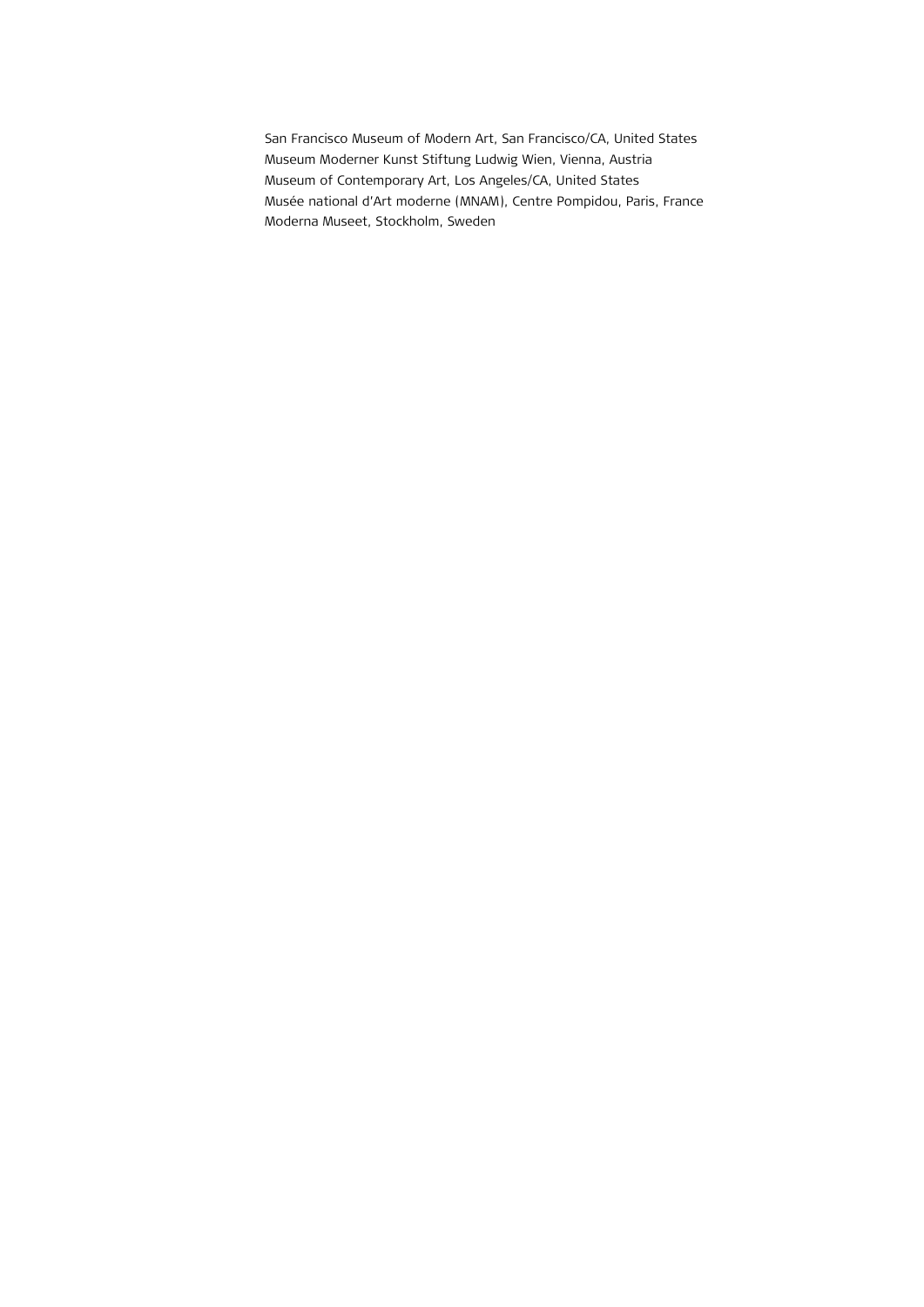San Francisco Museum of Modern Art, San Francisco/CA, United States
Museum Moderner Kunst Stiftung Ludwig Wien, Vienna, Austria
Museum of Contemporary Art, Los Angeles/CA, United States
Musée national d'Art moderne (MNAM), Centre Pompidou, Paris, France
Moderna Museet, Stockholm, Sweden